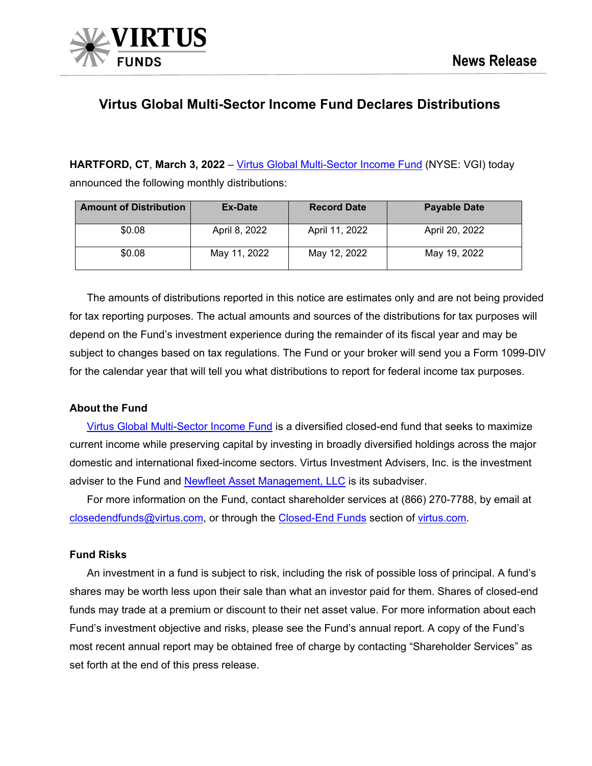VIRTUS FUNDS

News Release

# Virtus Global Multi-Sector Income Fund Declares Distributions

**HARTFORD, CT**, **March 3, 2022** – Virtus Global Multi-Sector Income Fund (NYSE: VGI) today announced the following monthly distributions:

| Amount of Distribution | Ex-Date | Record Date | Payable Date |
|---|---|---|---|
| $0.08 | April 8, 2022 | April 11, 2022 | April 20, 2022 |
| $0.08 | May 11, 2022 | May 12, 2022 | May 19, 2022 |

The amounts of distributions reported in this notice are estimates only and are not being provided for tax reporting purposes. The actual amounts and sources of the distributions for tax purposes will depend on the Fund's investment experience during the remainder of its fiscal year and may be subject to changes based on tax regulations. The Fund or your broker will send you a Form 1099-DIV for the calendar year that will tell you what distributions to report for federal income tax purposes.

**About the Fund**

Virtus Global Multi-Sector Income Fund is a diversified closed-end fund that seeks to maximize current income while preserving capital by investing in broadly diversified holdings across the major domestic and international fixed-income sectors. Virtus Investment Advisers, Inc. is the investment adviser to the Fund and Newfleet Asset Management, LLC is its subadviser.

For more information on the Fund, contact shareholder services at (866) 270-7788, by email at closedendfunds@virtus.com, or through the Closed-End Funds section of virtus.com.

**Fund Risks**

An investment in a fund is subject to risk, including the risk of possible loss of principal. A fund's shares may be worth less upon their sale than what an investor paid for them. Shares of closed-end funds may trade at a premium or discount to their net asset value. For more information about each Fund's investment objective and risks, please see the Fund's annual report. A copy of the Fund's most recent annual report may be obtained free of charge by contacting "Shareholder Services" as set forth at the end of this press release.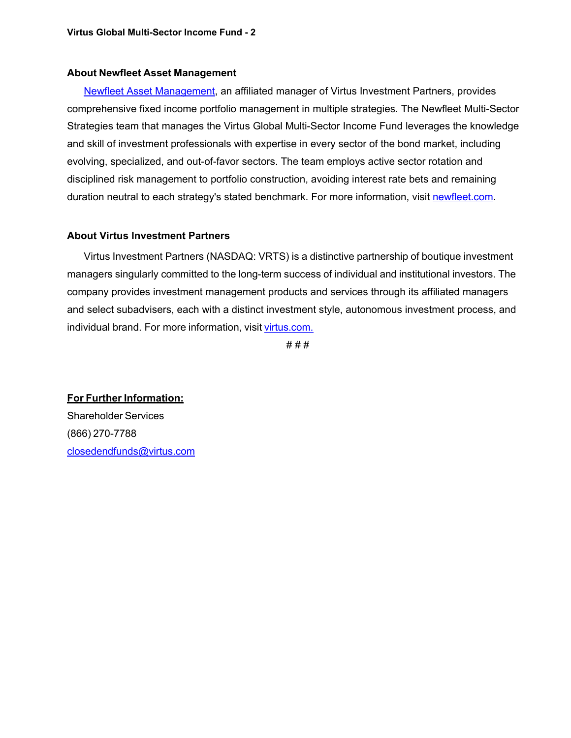### About Newfleet Asset Management

Newfleet Asset Management, an affiliated manager of Virtus Investment Partners, provides comprehensive fixed income portfolio management in multiple strategies. The Newfleet Multi-Sector Strategies team that manages the Virtus Global Multi-Sector Income Fund leverages the knowledge and skill of investment professionals with expertise in every sector of the bond market, including evolving, specialized, and out-of-favor sectors. The team employs active sector rotation and disciplined risk management to portfolio construction, avoiding interest rate bets and remaining duration neutral to each strategy's stated benchmark. For more information, visit newfleet.com.

### About Virtus Investment Partners

Virtus Investment Partners (NASDAQ: VRTS) is a distinctive partnership of boutique investment managers singularly committed to the long-term success of individual and institutional investors. The company provides investment management products and services through its affiliated managers and select subadvisers, each with a distinct investment style, autonomous investment process, and individual brand. For more information, visit virtus.com.

# # #

**For Further Information:**

Shareholder Services

(866) 270-7788

closedendfunds@virtus.com